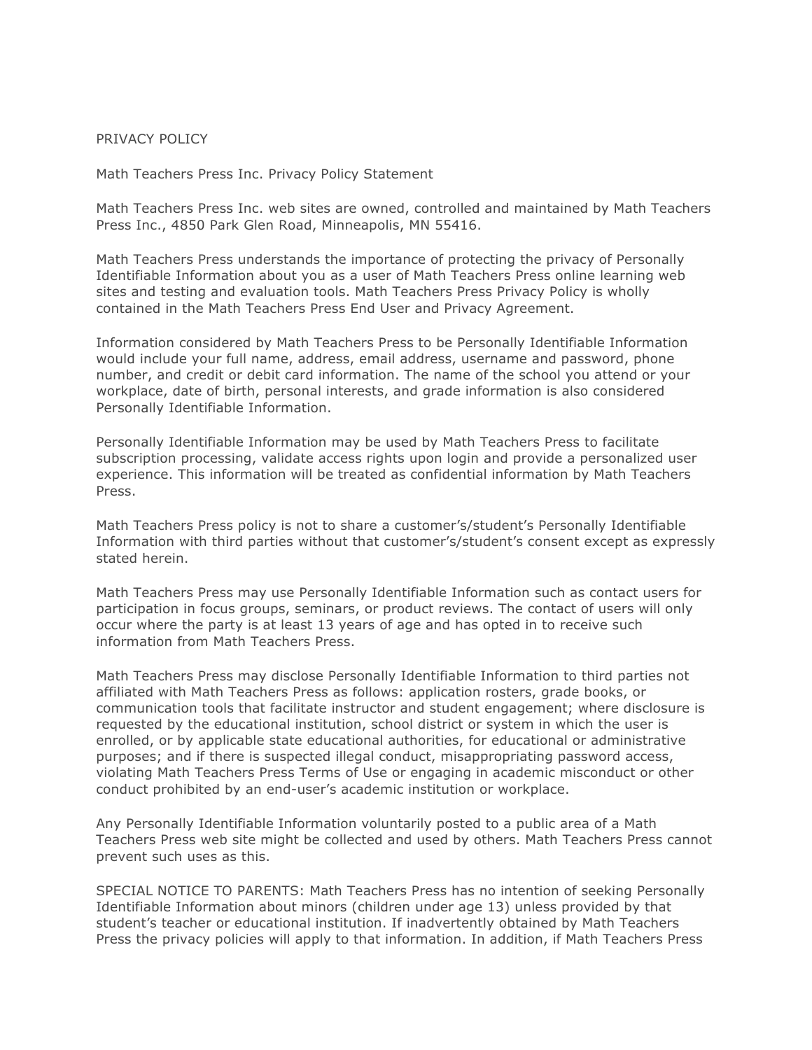# PRIVACY POLICY

## Math Teachers Press Inc. Privacy Policy Statement

Math Teachers Press Inc. web sites are owned, controlled and maintained by Math Teachers Press Inc., 4850 Park Glen Road, Minneapolis, MN 55416.

Math Teachers Press understands the importance of protecting the privacy of Personally Identifiable Information about you as a user of Math Teachers Press online learning web sites and testing and evaluation tools. Math Teachers Press Privacy Policy is wholly contained in the Math Teachers Press End User and Privacy Agreement.

Information considered by Math Teachers Press to be Personally Identifiable Information would include your full name, address, email address, username and password, phone number, and credit or debit card information. The name of the school you attend or your workplace, date of birth, personal interests, and grade information is also considered Personally Identifiable Information.

Personally Identifiable Information may be used by Math Teachers Press to facilitate subscription processing, validate access rights upon login and provide a personalized user experience. This information will be treated as confidential information by Math Teachers Press.

Math Teachers Press policy is not to share a customer's/student's Personally Identifiable Information with third parties without that customer's/student's consent except as expressly stated herein.

Math Teachers Press may use Personally Identifiable Information such as contact users for participation in focus groups, seminars, or product reviews. The contact of users will only occur where the party is at least 13 years of age and has opted in to receive such information from Math Teachers Press.

Math Teachers Press may disclose Personally Identifiable Information to third parties not affiliated with Math Teachers Press as follows: application rosters, grade books, or communication tools that facilitate instructor and student engagement; where disclosure is requested by the educational institution, school district or system in which the user is enrolled, or by applicable state educational authorities, for educational or administrative purposes; and if there is suspected illegal conduct, misappropriating password access, violating Math Teachers Press Terms of Use or engaging in academic misconduct or other conduct prohibited by an end-user's academic institution or workplace.

Any Personally Identifiable Information voluntarily posted to a public area of a Math Teachers Press web site might be collected and used by others. Math Teachers Press cannot prevent such uses as this.

SPECIAL NOTICE TO PARENTS: Math Teachers Press has no intention of seeking Personally Identifiable Information about minors (children under age 13) unless provided by that student's teacher or educational institution. If inadvertently obtained by Math Teachers Press the privacy policies will apply to that information. In addition, if Math Teachers Press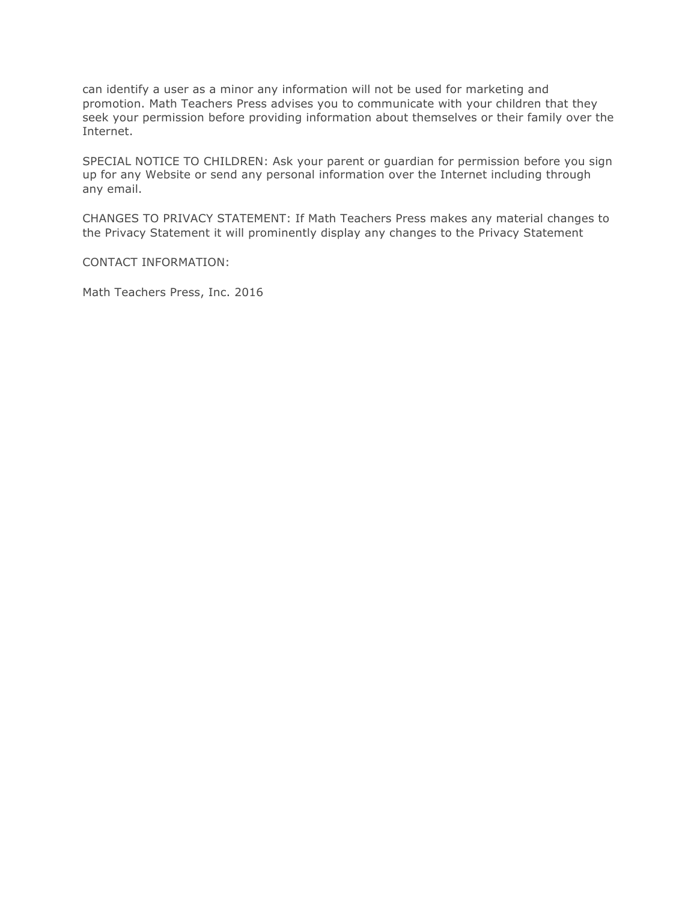can identify a user as a minor any information will not be used for marketing and promotion. Math Teachers Press advises you to communicate with your children that they seek your permission before providing information about themselves or their family over the Internet.

SPECIAL NOTICE TO CHILDREN: Ask your parent or guardian for permission before you sign up for any Website or send any personal information over the Internet including through any email.

CHANGES TO PRIVACY STATEMENT: If Math Teachers Press makes any material changes to the Privacy Statement it will prominently display any changes to the Privacy Statement

CONTACT INFORMATION:

Math Teachers Press, Inc. 2016